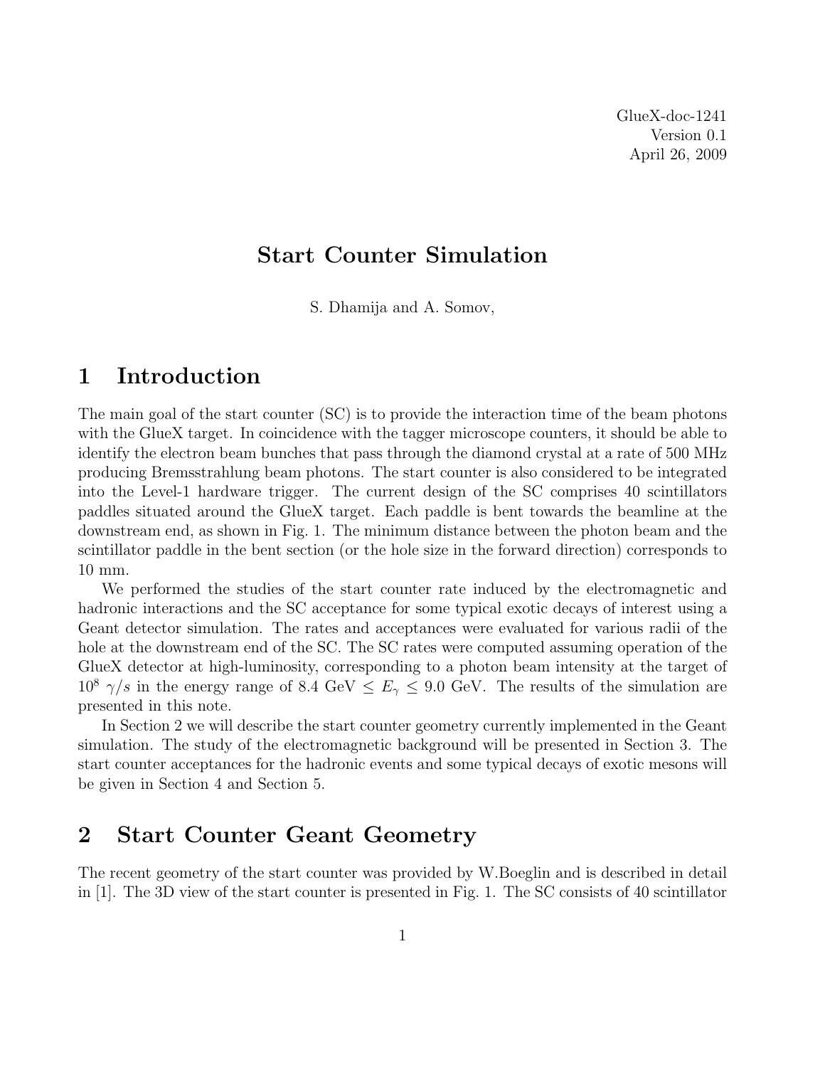GlueX-doc-1241
Version 0.1
April 26, 2009

# Start Counter Simulation

S. Dhamija and A. Somov,

## 1 Introduction

The main goal of the start counter (SC) is to provide the interaction time of the beam photons with the GlueX target. In coincidence with the tagger microscope counters, it should be able to identify the electron beam bunches that pass through the diamond crystal at a rate of 500 MHz producing Bremsstrahlung beam photons. The start counter is also considered to be integrated into the Level-1 hardware trigger. The current design of the SC comprises 40 scintillators paddles situated around the GlueX target. Each paddle is bent towards the beamline at the downstream end, as shown in Fig. 1. The minimum distance between the photon beam and the scintillator paddle in the bent section (or the hole size in the forward direction) corresponds to 10 mm.

We performed the studies of the start counter rate induced by the electromagnetic and hadronic interactions and the SC acceptance for some typical exotic decays of interest using a Geant detector simulation. The rates and acceptances were evaluated for various radii of the hole at the downstream end of the SC. The SC rates were computed assuming operation of the GlueX detector at high-luminosity, corresponding to a photon beam intensity at the target of $10^8$ $\gamma/s$ in the energy range of 8.4 GeV $\leq E_\gamma \leq$ 9.0 GeV. The results of the simulation are presented in this note.

In Section 2 we will describe the start counter geometry currently implemented in the Geant simulation. The study of the electromagnetic background will be presented in Section 3. The start counter acceptances for the hadronic events and some typical decays of exotic mesons will be given in Section 4 and Section 5.

## 2 Start Counter Geant Geometry

The recent geometry of the start counter was provided by W.Boeglin and is described in detail in [1]. The 3D view of the start counter is presented in Fig. 1. The SC consists of 40 scintillator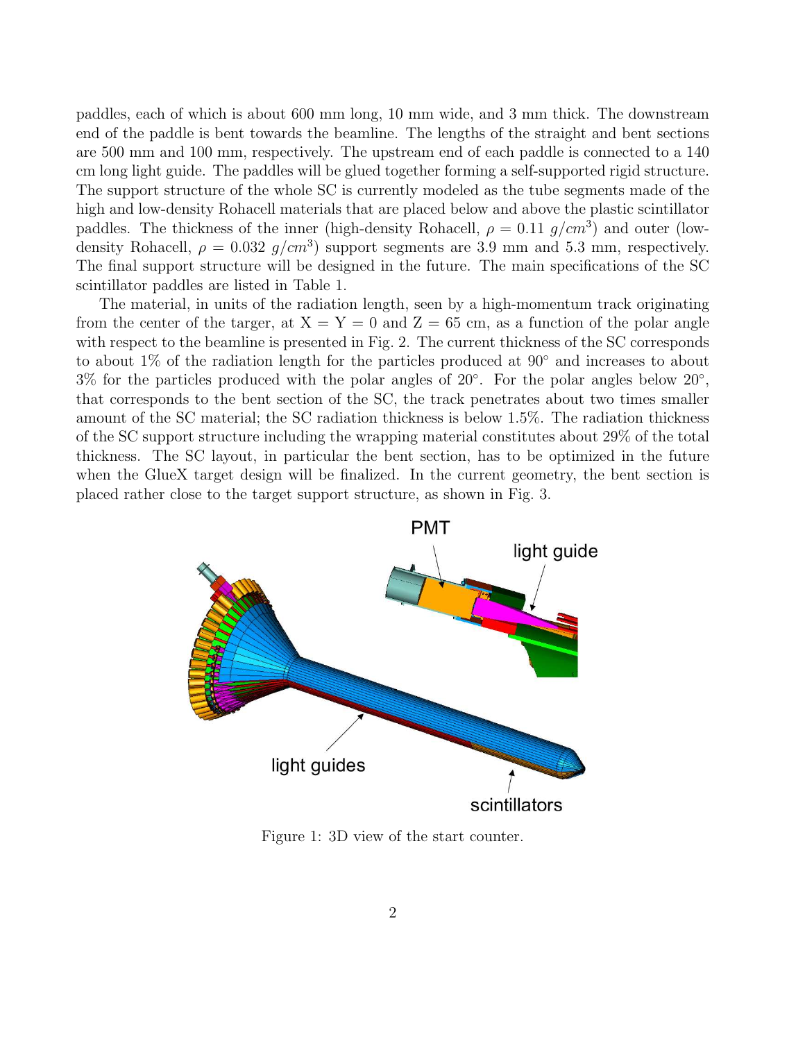paddles, each of which is about 600 mm long, 10 mm wide, and 3 mm thick. The downstream end of the paddle is bent towards the beamline. The lengths of the straight and bent sections are 500 mm and 100 mm, respectively. The upstream end of each paddle is connected to a 140 cm long light guide. The paddles will be glued together forming a self-supported rigid structure. The support structure of the whole SC is currently modeled as the tube segments made of the high and low-density Rohacell materials that are placed below and above the plastic scintillator paddles. The thickness of the inner (high-density Rohacell, $\rho = 0.11\ g/cm^3$) and outer (low-density Rohacell, $\rho = 0.032\ g/cm^3$) support segments are 3.9 mm and 5.3 mm, respectively. The final support structure will be designed in the future. The main specifications of the SC scintillator paddles are listed in Table 1.

The material, in units of the radiation length, seen by a high-momentum track originating from the center of the targer, at X = Y = 0 and Z = 65 cm, as a function of the polar angle with respect to the beamline is presented in Fig. 2. The current thickness of the SC corresponds to about 1% of the radiation length for the particles produced at 90° and increases to about 3% for the particles produced with the polar angles of 20°. For the polar angles below 20°, that corresponds to the bent section of the SC, the track penetrates about two times smaller amount of the SC material; the SC radiation thickness is below 1.5%. The radiation thickness of the SC support structure including the wrapping material constitutes about 29% of the total thickness. The SC layout, in particular the bent section, has to be optimized in the future when the GlueX target design will be finalized. In the current geometry, the bent section is placed rather close to the target support structure, as shown in Fig. 3.

Figure 1: 3D view of the start counter.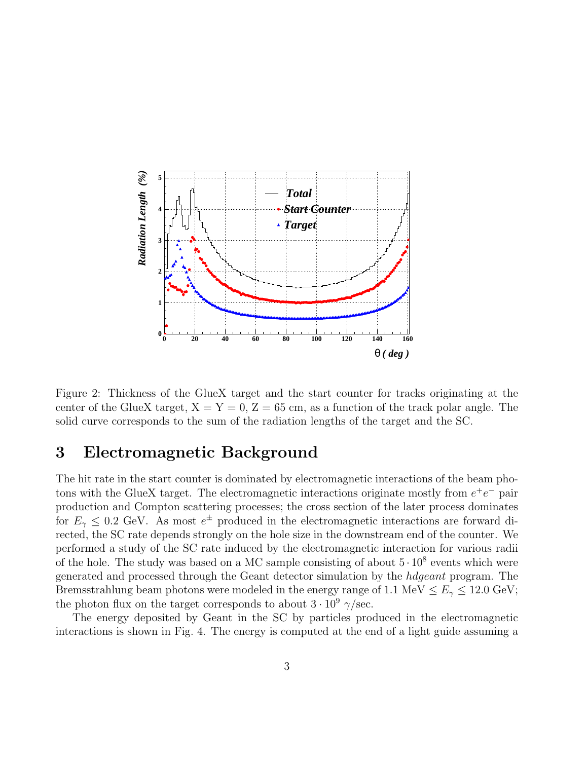Figure 2: Thickness of the GlueX target and the start counter for tracks originating at the center of the GlueX target, X = Y = 0, Z = 65 cm, as a function of the track polar angle. The solid curve corresponds to the sum of the radiation lengths of the target and the SC.

# 3 Electromagnetic Background

The hit rate in the start counter is dominated by electromagnetic interactions of the beam photons with the GlueX target. The electromagnetic interactions originate mostly from $e^+e^-$ pair production and Compton scattering processes; the cross section of the later process dominates for $E_\gamma \leq 0.2$ GeV. As most $e^\pm$ produced in the electromagnetic interactions are forward directed, the SC rate depends strongly on the hole size in the downstream end of the counter. We performed a study of the SC rate induced by the electromagnetic interaction for various radii of the hole. The study was based on a MC sample consisting of about $5 \cdot 10^8$ events which were generated and processed through the Geant detector simulation by the *hdgeant* program. The Bremsstrahlung beam photons were modeled in the energy range of 1.1 MeV $\leq E_\gamma \leq$ 12.0 GeV; the photon flux on the target corresponds to about $3 \cdot 10^9$ $\gamma$/sec.

The energy deposited by Geant in the SC by particles produced in the electromagnetic interactions is shown in Fig. 4. The energy is computed at the end of a light guide assuming a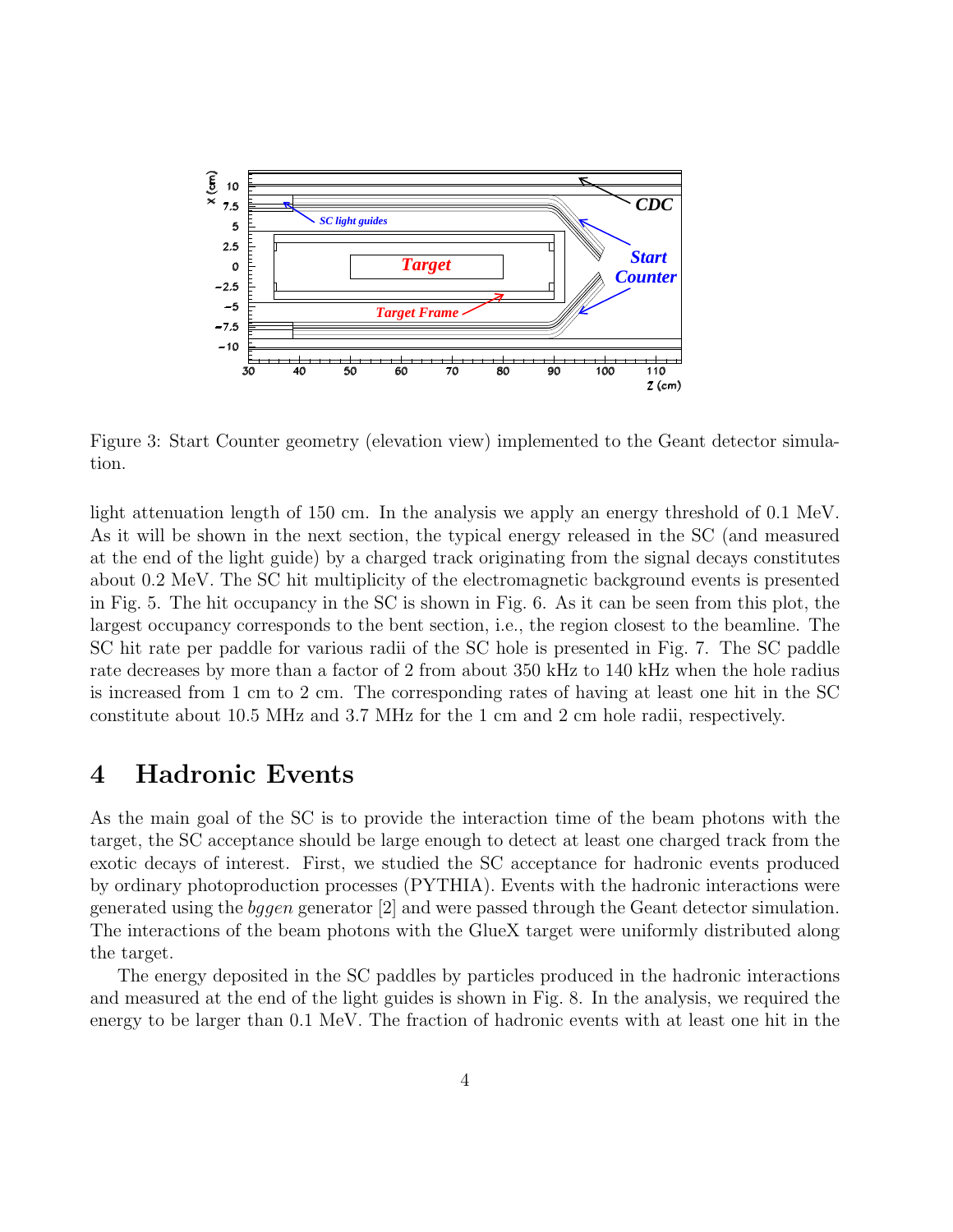Figure 3: Start Counter geometry (elevation view) implemented to the Geant detector simulation.

light attenuation length of 150 cm. In the analysis we apply an energy threshold of 0.1 MeV. As it will be shown in the next section, the typical energy released in the SC (and measured at the end of the light guide) by a charged track originating from the signal decays constitutes about 0.2 MeV. The SC hit multiplicity of the electromagnetic background events is presented in Fig. 5. The hit occupancy in the SC is shown in Fig. 6. As it can be seen from this plot, the largest occupancy corresponds to the bent section, i.e., the region closest to the beamline. The SC hit rate per paddle for various radii of the SC hole is presented in Fig. 7. The SC paddle rate decreases by more than a factor of 2 from about 350 kHz to 140 kHz when the hole radius is increased from 1 cm to 2 cm. The corresponding rates of having at least one hit in the SC constitute about 10.5 MHz and 3.7 MHz for the 1 cm and 2 cm hole radii, respectively.

# 4 Hadronic Events

As the main goal of the SC is to provide the interaction time of the beam photons with the target, the SC acceptance should be large enough to detect at least one charged track from the exotic decays of interest. First, we studied the SC acceptance for hadronic events produced by ordinary photoproduction processes (PYTHIA). Events with the hadronic interactions were generated using the *bggen* generator [2] and were passed through the Geant detector simulation. The interactions of the beam photons with the GlueX target were uniformly distributed along the target.

The energy deposited in the SC paddles by particles produced in the hadronic interactions and measured at the end of the light guides is shown in Fig. 8. In the analysis, we required the energy to be larger than 0.1 MeV. The fraction of hadronic events with at least one hit in the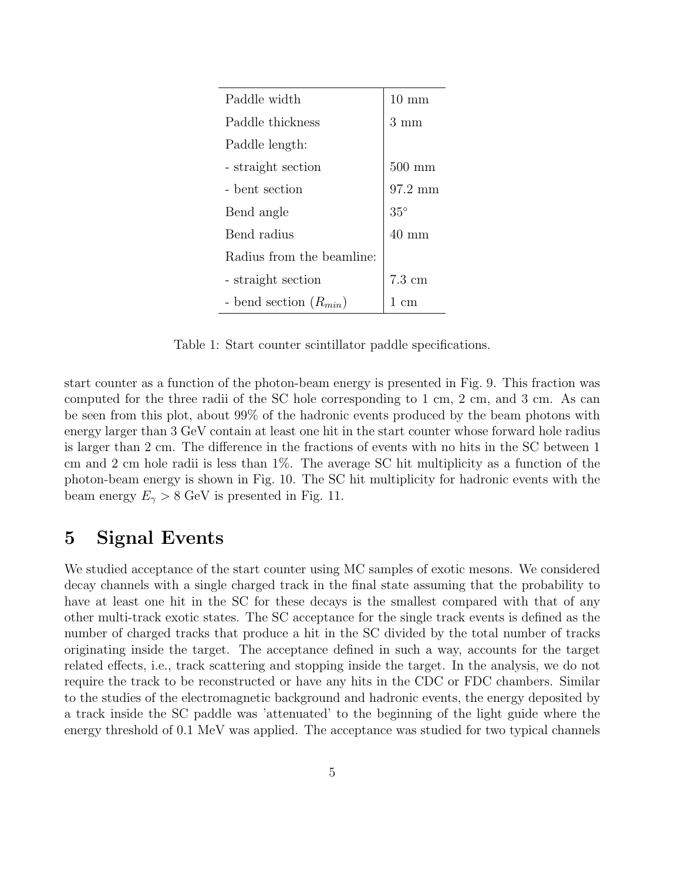| Paddle width | 10 mm |
|---|---|
| Paddle thickness | 3 mm |
| Paddle length: | |
| - straight section | 500 mm |
| - bent section | 97.2 mm |
| Bend angle | $35^{\circ}$ |
| Bend radius | 40 mm |
| Radius from the beamline: | |
| - straight section | 7.3 cm |
| - bend section ($R_{min}$) | 1 cm |

Table 1: Start counter scintillator paddle specifications.

start counter as a function of the photon-beam energy is presented in Fig. 9. This fraction was computed for the three radii of the SC hole corresponding to 1 cm, 2 cm, and 3 cm. As can be seen from this plot, about 99% of the hadronic events produced by the beam photons with energy larger than 3 GeV contain at least one hit in the start counter whose forward hole radius is larger than 2 cm. The difference in the fractions of events with no hits in the SC between 1 cm and 2 cm hole radii is less than 1%. The average SC hit multiplicity as a function of the photon-beam energy is shown in Fig. 10. The SC hit multiplicity for hadronic events with the beam energy $E_{\gamma} > 8$ GeV is presented in Fig. 11.

# 5 Signal Events

We studied acceptance of the start counter using MC samples of exotic mesons. We considered decay channels with a single charged track in the final state assuming that the probability to have at least one hit in the SC for these decays is the smallest compared with that of any other multi-track exotic states. The SC acceptance for the single track events is defined as the number of charged tracks that produce a hit in the SC divided by the total number of tracks originating inside the target. The acceptance defined in such a way, accounts for the target related effects, i.e., track scattering and stopping inside the target. In the analysis, we do not require the track to be reconstructed or have any hits in the CDC or FDC chambers. Similar to the studies of the electromagnetic background and hadronic events, the energy deposited by a track inside the SC paddle was 'attenuated' to the beginning of the light guide where the energy threshold of 0.1 MeV was applied. The acceptance was studied for two typical channels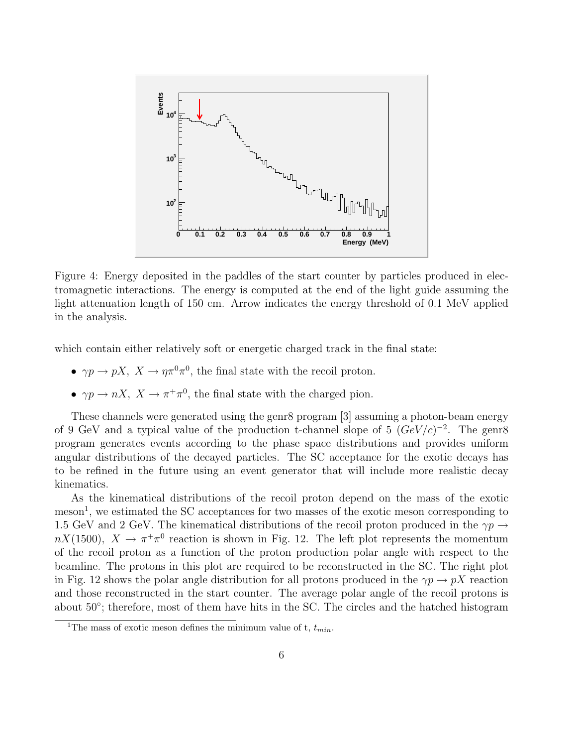Figure 4: Energy deposited in the paddles of the start counter by particles produced in electromagnetic interactions. The energy is computed at the end of the light guide assuming the light attenuation length of 150 cm. Arrow indicates the energy threshold of 0.1 MeV applied in the analysis.

which contain either relatively soft or energetic charged track in the final state:

- $\gamma p \to pX,\ X \to \eta\pi^0\pi^0$, the final state with the recoil proton.
- $\gamma p \to nX,\ X \to \pi^+\pi^0$, the final state with the charged pion.

These channels were generated using the genr8 program [3] assuming a photon-beam energy of 9 GeV and a typical value of the production t-channel slope of 5 $(GeV/c)^{-2}$. The genr8 program generates events according to the phase space distributions and provides uniform angular distributions of the decayed particles. The SC acceptance for the exotic decays has to be refined in the future using an event generator that will include more realistic decay kinematics.

As the kinematical distributions of the recoil proton depend on the mass of the exotic meson[1], we estimated the SC acceptances for two masses of the exotic meson corresponding to 1.5 GeV and 2 GeV. The kinematical distributions of the recoil proton produced in the $\gamma p \to nX(1500),\ X \to \pi^+\pi^0$ reaction is shown in Fig. 12. The left plot represents the momentum of the recoil proton as a function of the proton production polar angle with respect to the beamline. The protons in this plot are required to be reconstructed in the SC. The right plot in Fig. 12 shows the polar angle distribution for all protons produced in the $\gamma p \to pX$ reaction and those reconstructed in the start counter. The average polar angle of the recoil protons is about $50^\circ$; therefore, most of them have hits in the SC. The circles and the hatched histogram

[1] The mass of exotic meson defines the minimum value of t, $t_{min}$.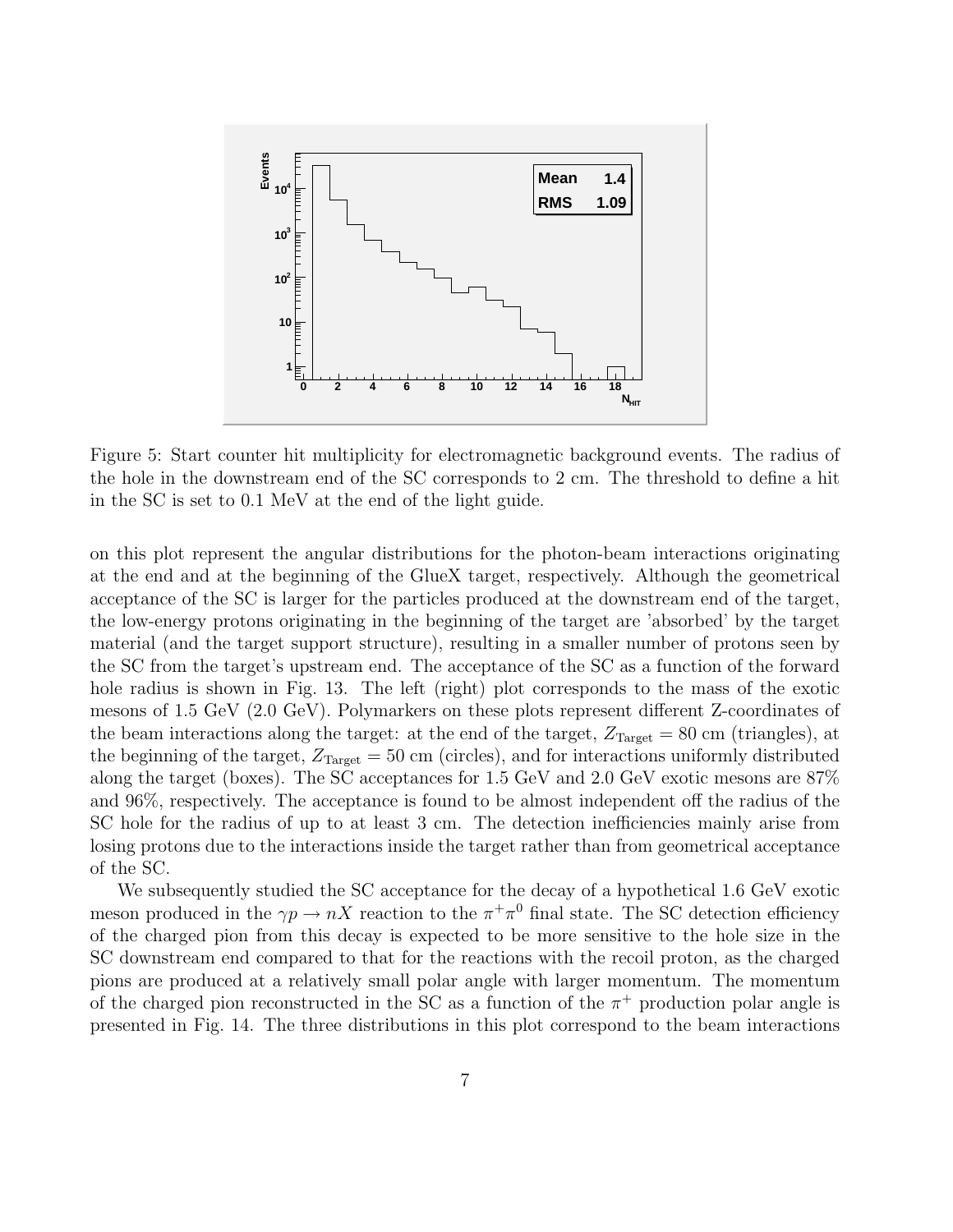Figure 5: Start counter hit multiplicity for electromagnetic background events. The radius of the hole in the downstream end of the SC corresponds to 2 cm. The threshold to define a hit in the SC is set to 0.1 MeV at the end of the light guide.

on this plot represent the angular distributions for the photon-beam interactions originating at the end and at the beginning of the GlueX target, respectively. Although the geometrical acceptance of the SC is larger for the particles produced at the downstream end of the target, the low-energy protons originating in the beginning of the target are 'absorbed' by the target material (and the target support structure), resulting in a smaller number of protons seen by the SC from the target's upstream end. The acceptance of the SC as a function of the forward hole radius is shown in Fig. 13. The left (right) plot corresponds to the mass of the exotic mesons of 1.5 GeV (2.0 GeV). Polymarkers on these plots represent different Z-coordinates of the beam interactions along the target: at the end of the target, $Z_{\rm Target} = 80$ cm (triangles), at the beginning of the target, $Z_{\rm Target} = 50$ cm (circles), and for interactions uniformly distributed along the target (boxes). The SC acceptances for 1.5 GeV and 2.0 GeV exotic mesons are 87% and 96%, respectively. The acceptance is found to be almost independent off the radius of the SC hole for the radius of up to at least 3 cm. The detection inefficiencies mainly arise from losing protons due to the interactions inside the target rather than from geometrical acceptance of the SC.

We subsequently studied the SC acceptance for the decay of a hypothetical 1.6 GeV exotic meson produced in the $\gamma p \rightarrow nX$ reaction to the $\pi^+\pi^0$ final state. The SC detection efficiency of the charged pion from this decay is expected to be more sensitive to the hole size in the SC downstream end compared to that for the reactions with the recoil proton, as the charged pions are produced at a relatively small polar angle with larger momentum. The momentum of the charged pion reconstructed in the SC as a function of the $\pi^+$ production polar angle is presented in Fig. 14. The three distributions in this plot correspond to the beam interactions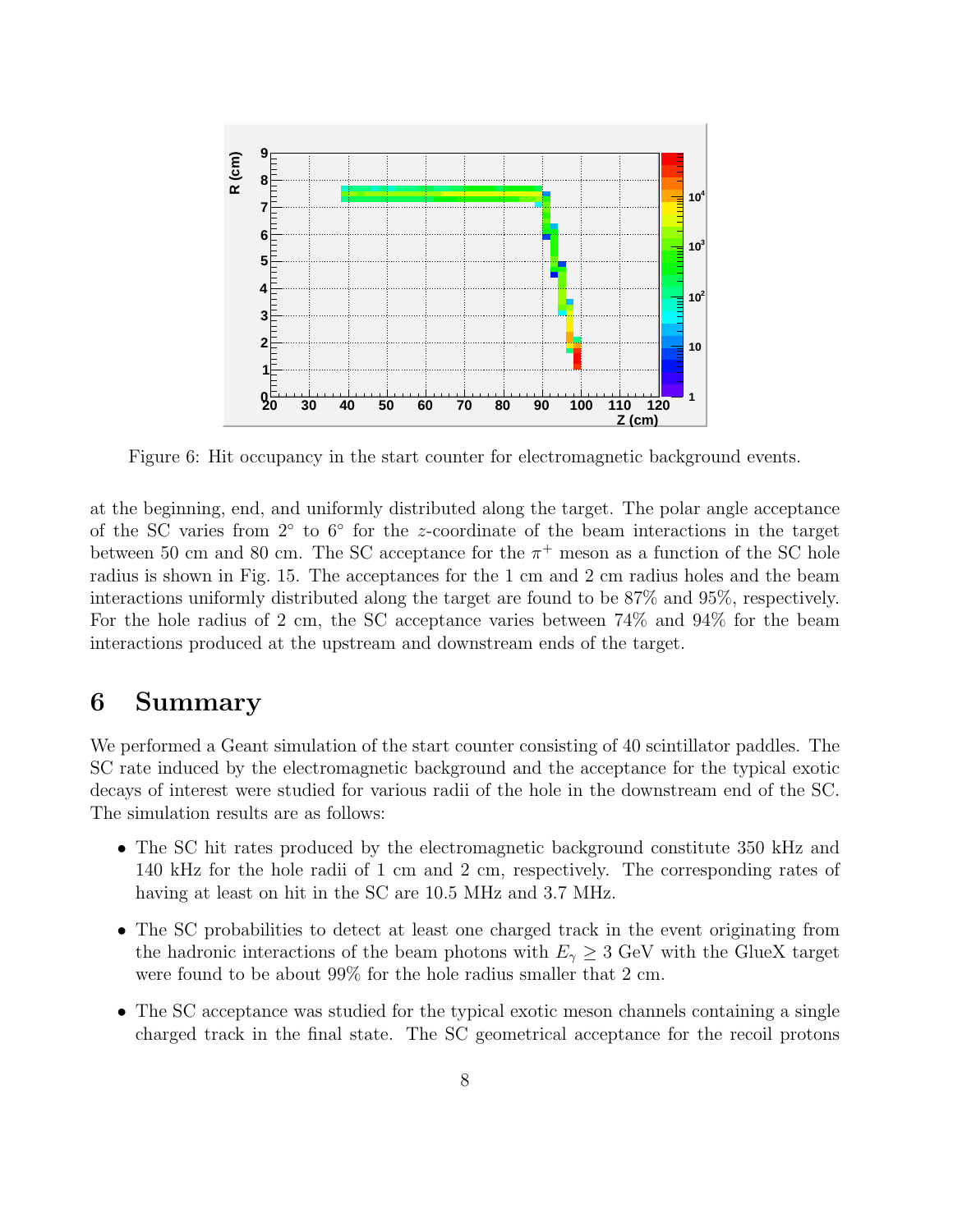Figure 6: Hit occupancy in the start counter for electromagnetic background events.

at the beginning, end, and uniformly distributed along the target. The polar angle acceptance of the SC varies from 2° to 6° for the $z$-coordinate of the beam interactions in the target between 50 cm and 80 cm. The SC acceptance for the $\pi^+$ meson as a function of the SC hole radius is shown in Fig. 15. The acceptances for the 1 cm and 2 cm radius holes and the beam interactions uniformly distributed along the target are found to be 87% and 95%, respectively. For the hole radius of 2 cm, the SC acceptance varies between 74% and 94% for the beam interactions produced at the upstream and downstream ends of the target.

## 6 Summary

We performed a Geant simulation of the start counter consisting of 40 scintillator paddles. The SC rate induced by the electromagnetic background and the acceptance for the typical exotic decays of interest were studied for various radii of the hole in the downstream end of the SC. The simulation results are as follows:

- The SC hit rates produced by the electromagnetic background constitute 350 kHz and 140 kHz for the hole radii of 1 cm and 2 cm, respectively. The corresponding rates of having at least on hit in the SC are 10.5 MHz and 3.7 MHz.
- The SC probabilities to detect at least one charged track in the event originating from the hadronic interactions of the beam photons with $E_\gamma \geq 3$ GeV with the GlueX target were found to be about 99% for the hole radius smaller that 2 cm.
- The SC acceptance was studied for the typical exotic meson channels containing a single charged track in the final state. The SC geometrical acceptance for the recoil protons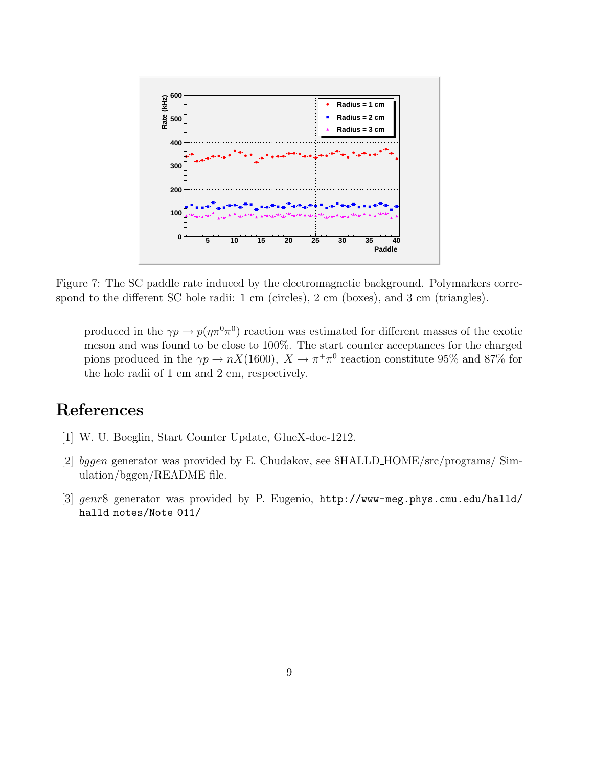Figure 7: The SC paddle rate induced by the electromagnetic background. Polymarkers correspond to the different SC hole radii: 1 cm (circles), 2 cm (boxes), and 3 cm (triangles).

produced in the $\gamma p \to p(\eta\pi^0\pi^0)$ reaction was estimated for different masses of the exotic meson and was found to be close to 100%. The start counter acceptances for the charged pions produced in the $\gamma p \to nX(1600)$, $X \to \pi^+\pi^0$ reaction constitute 95% and 87% for the hole radii of 1 cm and 2 cm, respectively.

# References

[1] W. U. Boeglin, Start Counter Update, GlueX-doc-1212.

[2] *bggen* generator was provided by E. Chudakov, see $HALLD_HOME/src/programs/ Simulation/bggen/README file.

[3] *genr8* generator was provided by P. Eugenio, `http://www-meg.phys.cmu.edu/halld/halld_notes/Note_011/`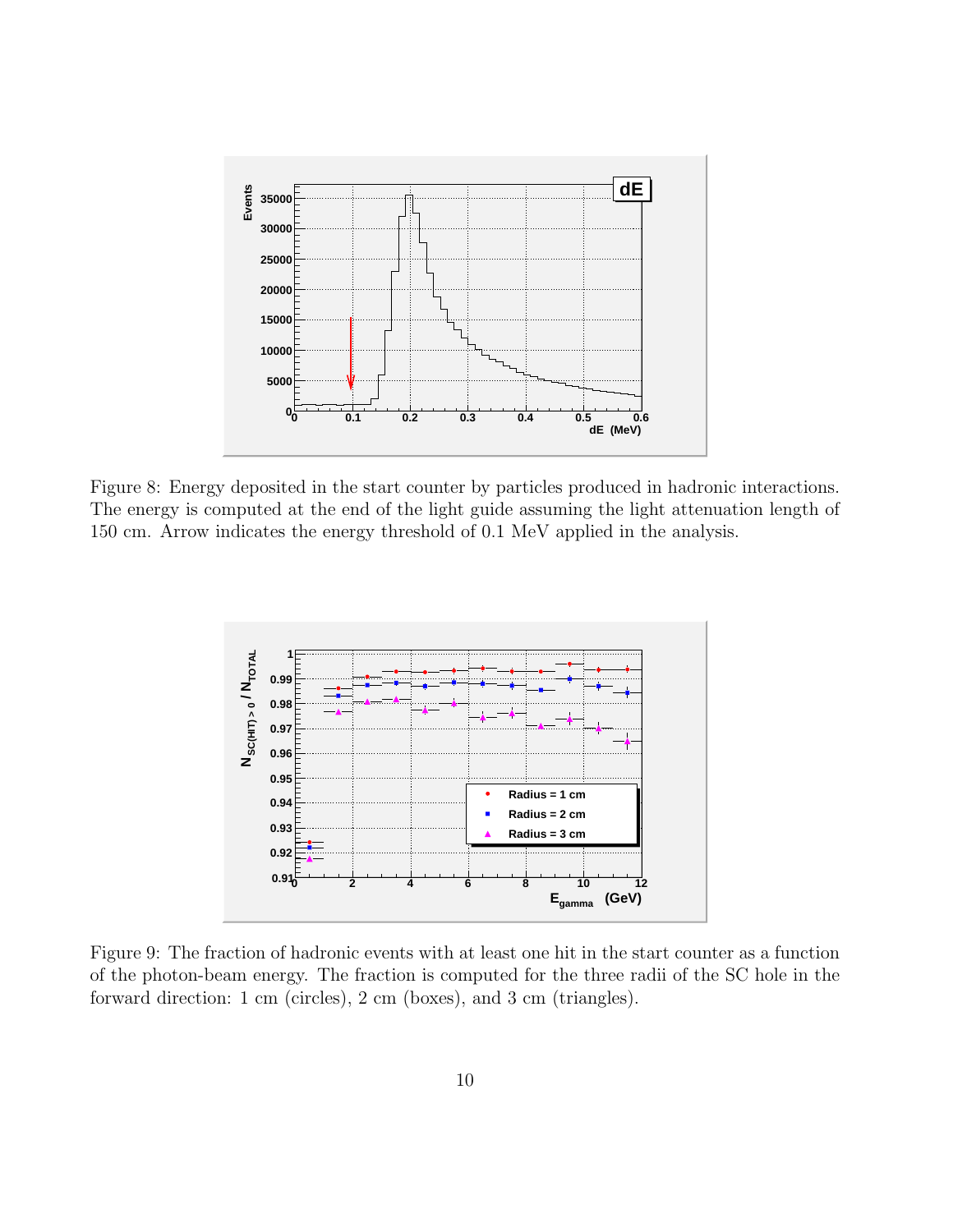Figure 8: Energy deposited in the start counter by particles produced in hadronic interactions. The energy is computed at the end of the light guide assuming the light attenuation length of 150 cm. Arrow indicates the energy threshold of 0.1 MeV applied in the analysis.

Figure 9: The fraction of hadronic events with at least one hit in the start counter as a function of the photon-beam energy. The fraction is computed for the three radii of the SC hole in the forward direction: 1 cm (circles), 2 cm (boxes), and 3 cm (triangles).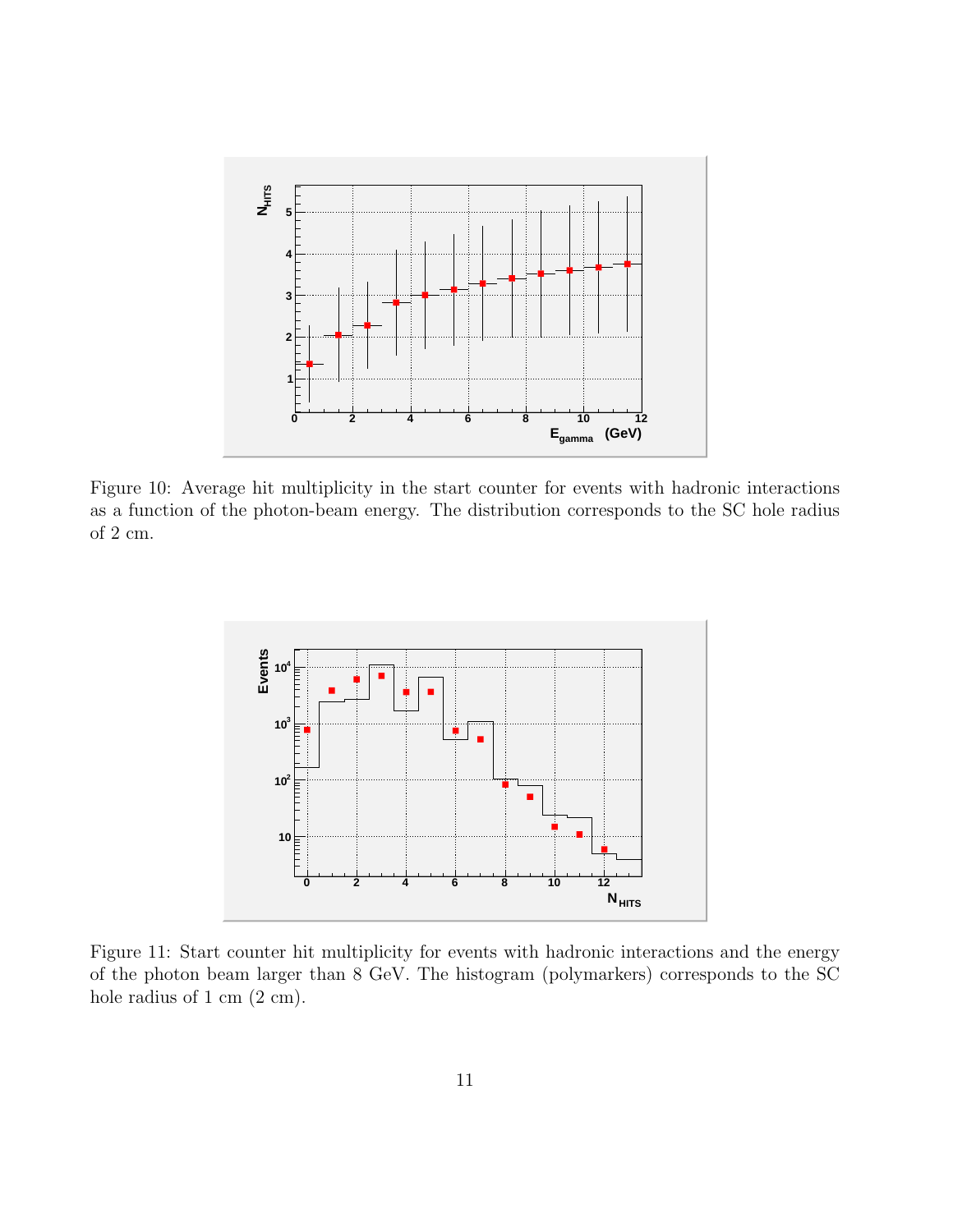Figure 10: Average hit multiplicity in the start counter for events with hadronic interactions as a function of the photon-beam energy. The distribution corresponds to the SC hole radius of 2 cm.

Figure 11: Start counter hit multiplicity for events with hadronic interactions and the energy of the photon beam larger than 8 GeV. The histogram (polymarkers) corresponds to the SC hole radius of 1 cm (2 cm).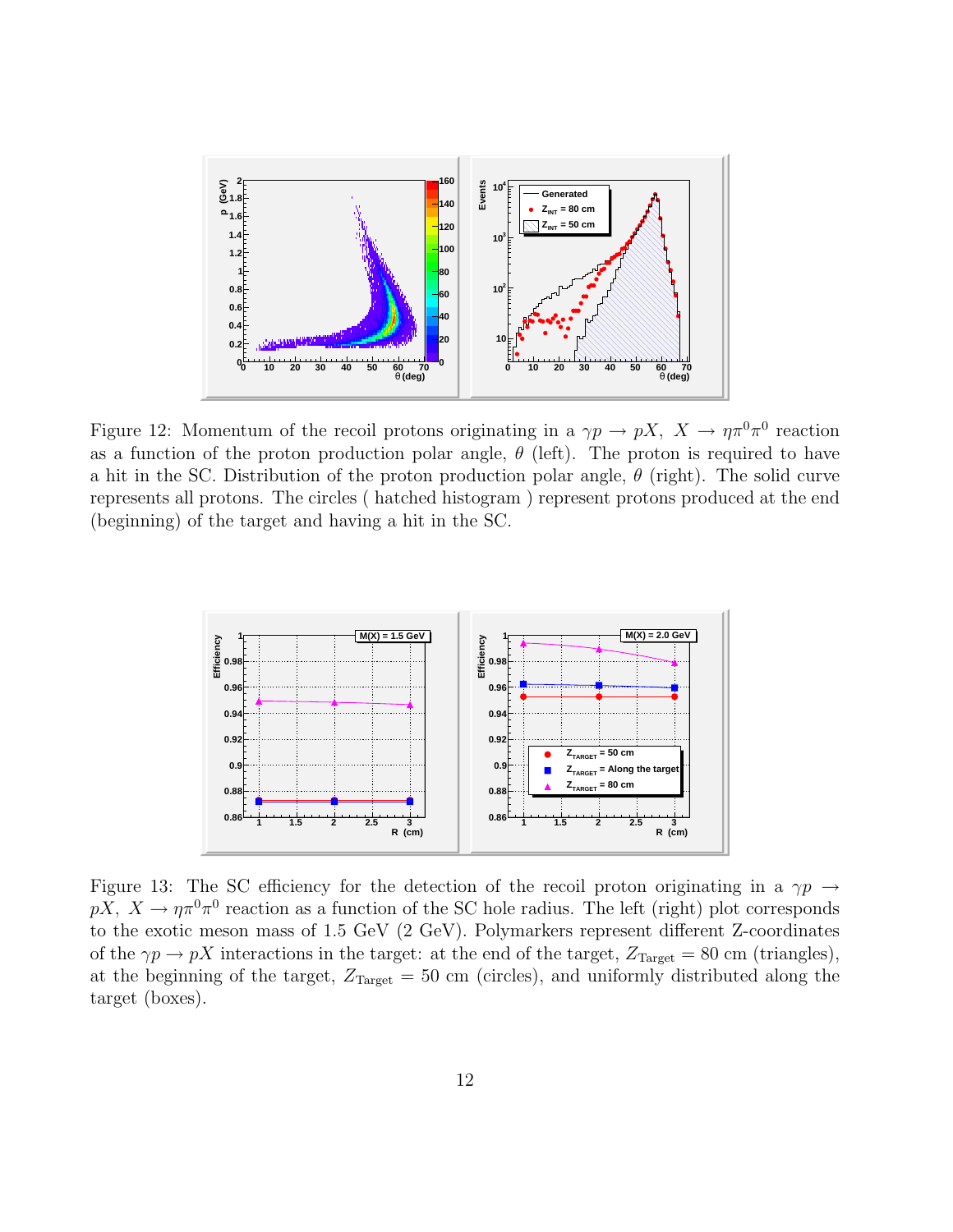Figure 12: Momentum of the recoil protons originating in a $\gamma p \to pX,\ X \to \eta\pi^0\pi^0$ reaction as a function of the proton production polar angle, $\theta$ (left). The proton is required to have a hit in the SC. Distribution of the proton production polar angle, $\theta$ (right). The solid curve represents all protons. The circles ( hatched histogram ) represent protons produced at the end (beginning) of the target and having a hit in the SC.

Figure 13: The SC efficiency for the detection of the recoil proton originating in a $\gamma p \to pX,\ X \to \eta\pi^0\pi^0$ reaction as a function of the SC hole radius. The left (right) plot corresponds to the exotic meson mass of 1.5 GeV (2 GeV). Polymarkers represent different Z-coordinates of the $\gamma p \to pX$ interactions in the target: at the end of the target, $Z_{\text{Target}} = 80$ cm (triangles), at the beginning of the target, $Z_{\text{Target}} = 50$ cm (circles), and uniformly distributed along the target (boxes).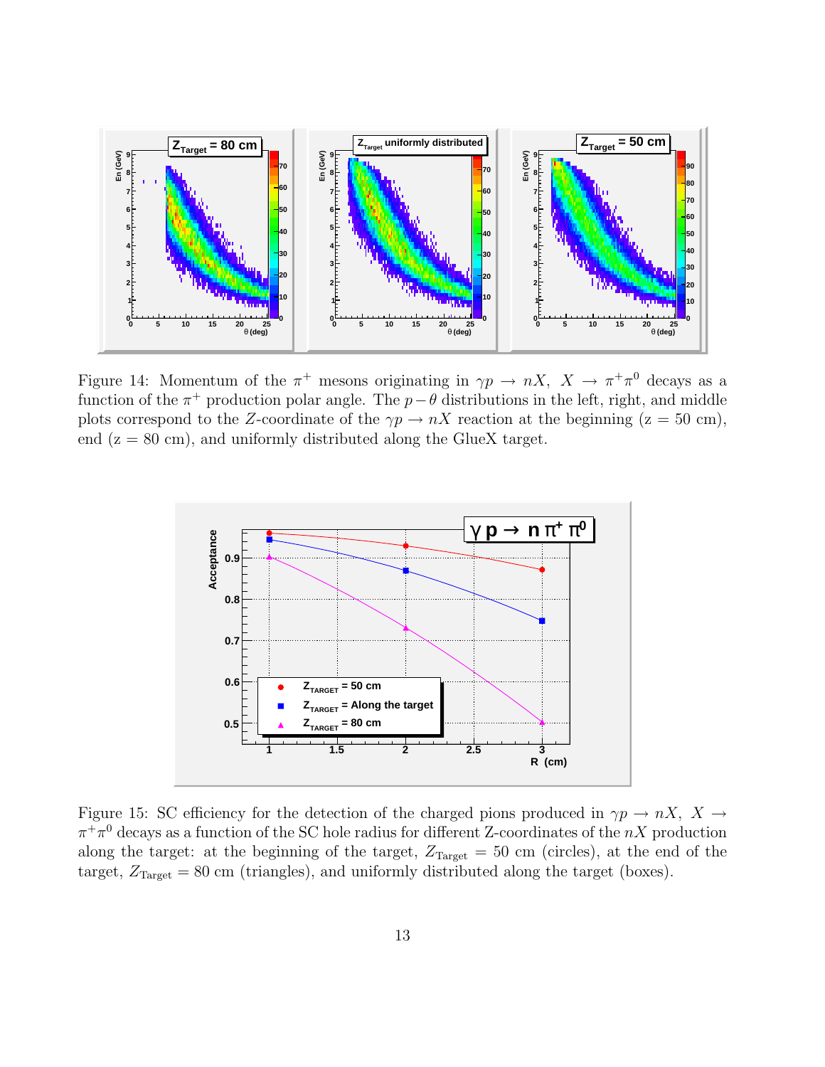$Z_{Target}$ = 80 cm

En (GeV)

θ (deg)

$Z_{Target}$ uniformly distributed

En (GeV)

θ (deg)

$Z_{Target}$ = 50 cm

En (GeV)

θ (deg)

Figure 14: Momentum of the $\pi^+$ mesons originating in $\gamma p \to nX,\ X \to \pi^+\pi^0$ decays as a function of the $\pi^+$ production polar angle. The $p-\theta$ distributions in the left, right, and middle plots correspond to the $Z$-coordinate of the $\gamma p \to nX$ reaction at the beginning (z = 50 cm), end (z = 80 cm), and uniformly distributed along the GlueX target.

$\gamma$ p → n $\pi^+$ $\pi^0$

Acceptance

R (cm)

$Z_{TARGET}$ = 50 cm

$Z_{TARGET}$ = Along the target

$Z_{TARGET}$ = 80 cm

Figure 15: SC efficiency for the detection of the charged pions produced in $\gamma p \to nX,\ X \to \pi^+\pi^0$ decays as a function of the SC hole radius for different Z-coordinates of the $nX$ production along the target: at the beginning of the target, $Z_{\text{Target}}$ = 50 cm (circles), at the end of the target, $Z_{\text{Target}}$ = 80 cm (triangles), and uniformly distributed along the target (boxes).